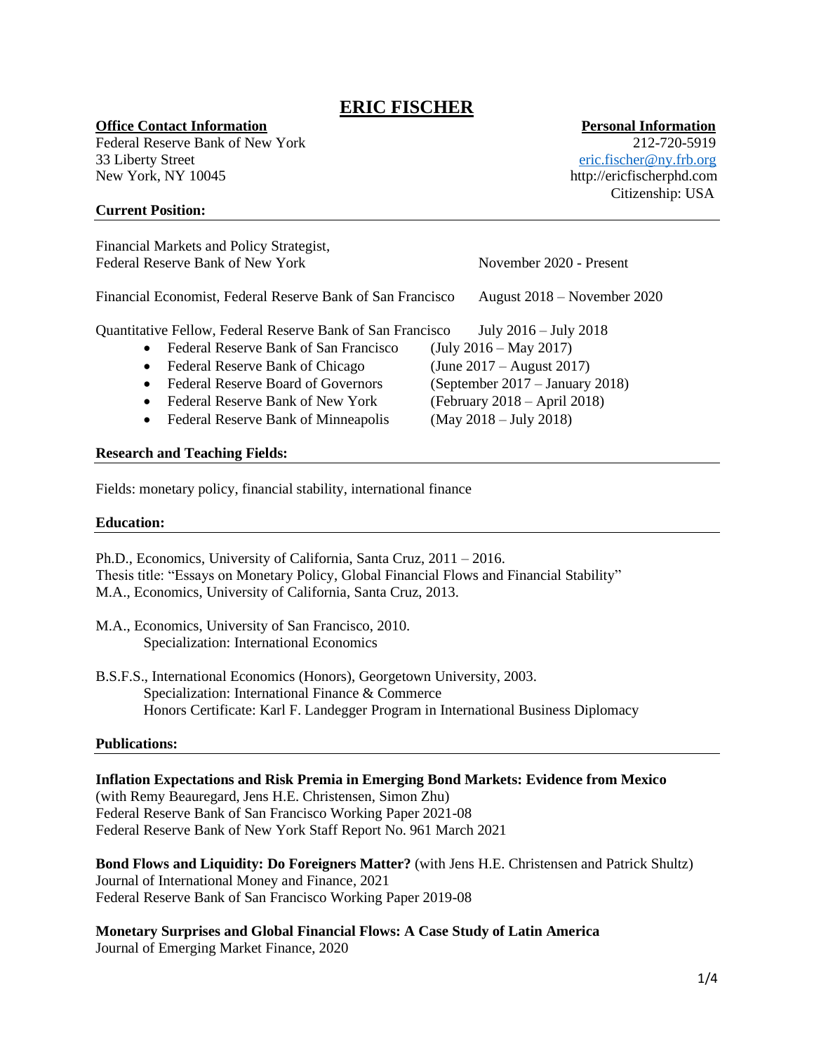# ERIC FISCHER

**Office Contact Information**
Federal Reserve Bank of New York
33 Liberty Street
New York, NY 10045

**Personal Information**
212-720-5919
eric.fischer@ny.frb.org
http://ericfischerphd.com
Citizenship: USA

## Current Position:

Financial Markets and Policy Strategist,
Federal Reserve Bank of New York — November 2020 - Present

Financial Economist, Federal Reserve Bank of San Francisco — August 2018 – November 2020

Quantitative Fellow, Federal Reserve Bank of San Francisco — July 2016 – July 2018

- Federal Reserve Bank of San Francisco (July 2016 – May 2017)
- Federal Reserve Bank of Chicago (June 2017 – August 2017)
- Federal Reserve Board of Governors (September 2017 – January 2018)
- Federal Reserve Bank of New York (February 2018 – April 2018)
- Federal Reserve Bank of Minneapolis (May 2018 – July 2018)

## Research and Teaching Fields:

Fields: monetary policy, financial stability, international finance

## Education:

Ph.D., Economics, University of California, Santa Cruz, 2011 – 2016.
Thesis title: "Essays on Monetary Policy, Global Financial Flows and Financial Stability"
M.A., Economics, University of California, Santa Cruz, 2013.

M.A., Economics, University of San Francisco, 2010.
Specialization: International Economics

B.S.F.S., International Economics (Honors), Georgetown University, 2003.
Specialization: International Finance & Commerce
Honors Certificate: Karl F. Landegger Program in International Business Diplomacy

## Publications:

**Inflation Expectations and Risk Premia in Emerging Bond Markets: Evidence from Mexico**
(with Remy Beauregard, Jens H.E. Christensen, Simon Zhu)
Federal Reserve Bank of San Francisco Working Paper 2021-08
Federal Reserve Bank of New York Staff Report No. 961 March 2021

**Bond Flows and Liquidity: Do Foreigners Matter?** (with Jens H.E. Christensen and Patrick Shultz)
Journal of International Money and Finance, 2021
Federal Reserve Bank of San Francisco Working Paper 2019-08

**Monetary Surprises and Global Financial Flows: A Case Study of Latin America**
Journal of Emerging Market Finance, 2020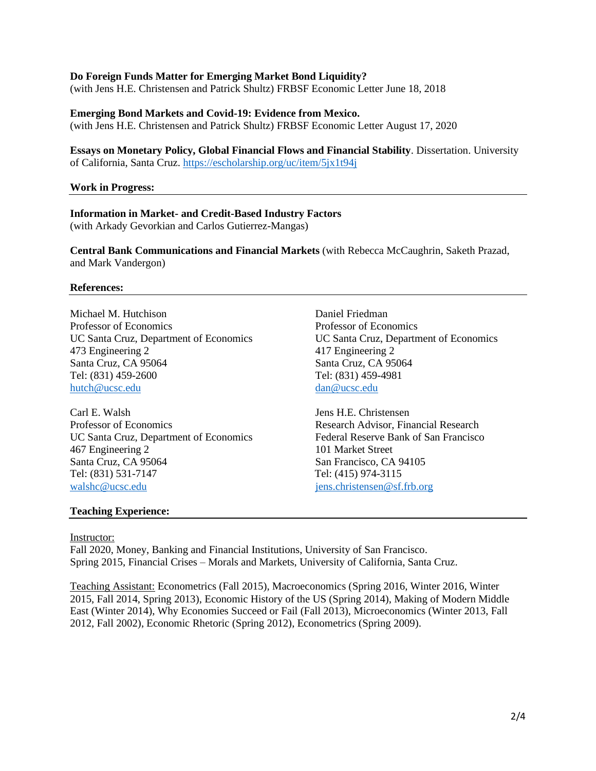**Do Foreign Funds Matter for Emerging Market Bond Liquidity?**
(with Jens H.E. Christensen and Patrick Shultz) FRBSF Economic Letter June 18, 2018

**Emerging Bond Markets and Covid-19: Evidence from Mexico.**
(with Jens H.E. Christensen and Patrick Shultz) FRBSF Economic Letter August 17, 2020

**Essays on Monetary Policy, Global Financial Flows and Financial Stability**. Dissertation. University of California, Santa Cruz. https://escholarship.org/uc/item/5jx1t94j

## Work in Progress:

**Information in Market- and Credit-Based Industry Factors**
(with Arkady Gevorkian and Carlos Gutierrez-Mangas)

**Central Bank Communications and Financial Markets** (with Rebecca McCaughrin, Saketh Prazad, and Mark Vandergon)

## References:

Michael M. Hutchison
Professor of Economics
UC Santa Cruz, Department of Economics
473 Engineering 2
Santa Cruz, CA 95064
Tel: (831) 459-2600
hutch@ucsc.edu

Daniel Friedman
Professor of Economics
UC Santa Cruz, Department of Economics
417 Engineering 2
Santa Cruz, CA 95064
Tel: (831) 459-4981
dan@ucsc.edu

Carl E. Walsh
Professor of Economics
UC Santa Cruz, Department of Economics
467 Engineering 2
Santa Cruz, CA 95064
Tel: (831) 531-7147
walshc@ucsc.edu

Jens H.E. Christensen
Research Advisor, Financial Research
Federal Reserve Bank of San Francisco
101 Market Street
San Francisco, CA 94105
Tel: (415) 974-3115
jens.christensen@sf.frb.org

## Teaching Experience:

Instructor:
Fall 2020, Money, Banking and Financial Institutions, University of San Francisco.
Spring 2015, Financial Crises – Morals and Markets, University of California, Santa Cruz.

Teaching Assistant: Econometrics (Fall 2015), Macroeconomics (Spring 2016, Winter 2016, Winter 2015, Fall 2014, Spring 2013), Economic History of the US (Spring 2014), Making of Modern Middle East (Winter 2014), Why Economies Succeed or Fail (Fall 2013), Microeconomics (Winter 2013, Fall 2012, Fall 2002), Economic Rhetoric (Spring 2012), Econometrics (Spring 2009).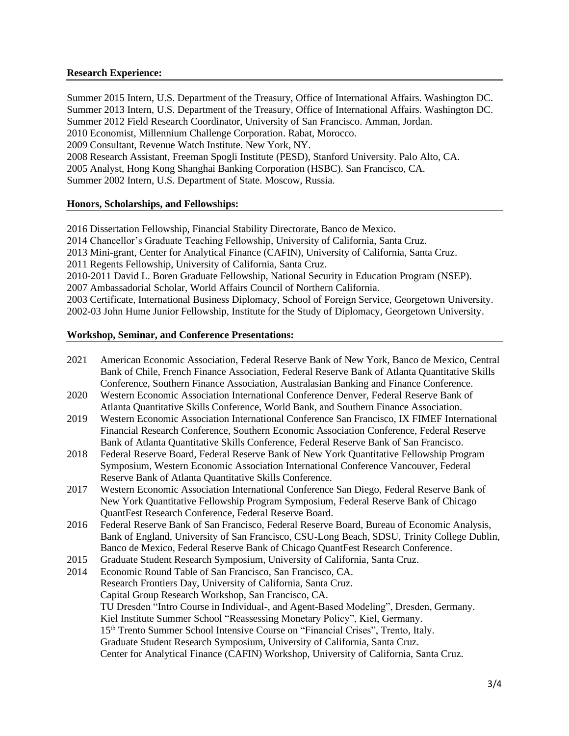**Research Experience:**

Summer 2015 Intern, U.S. Department of the Treasury, Office of International Affairs. Washington DC.
Summer 2013 Intern, U.S. Department of the Treasury, Office of International Affairs. Washington DC.
Summer 2012 Field Research Coordinator, University of San Francisco. Amman, Jordan.
2010 Economist, Millennium Challenge Corporation. Rabat, Morocco.
2009 Consultant, Revenue Watch Institute. New York, NY.
2008 Research Assistant, Freeman Spogli Institute (PESD), Stanford University. Palo Alto, CA.
2005 Analyst, Hong Kong Shanghai Banking Corporation (HSBC). San Francisco, CA.
Summer 2002 Intern, U.S. Department of State. Moscow, Russia.

**Honors, Scholarships, and Fellowships:**

2016 Dissertation Fellowship, Financial Stability Directorate, Banco de Mexico.
2014 Chancellor's Graduate Teaching Fellowship, University of California, Santa Cruz.
2013 Mini-grant, Center for Analytical Finance (CAFIN), University of California, Santa Cruz.
2011 Regents Fellowship, University of California, Santa Cruz.
2010-2011 David L. Boren Graduate Fellowship, National Security in Education Program (NSEP).
2007 Ambassadorial Scholar, World Affairs Council of Northern California.
2003 Certificate, International Business Diplomacy, School of Foreign Service, Georgetown University.
2002-03 John Hume Junior Fellowship, Institute for the Study of Diplomacy, Georgetown University.

**Workshop, Seminar, and Conference Presentations:**

2021 American Economic Association, Federal Reserve Bank of New York, Banco de Mexico, Central Bank of Chile, French Finance Association, Federal Reserve Bank of Atlanta Quantitative Skills Conference, Southern Finance Association, Australasian Banking and Finance Conference.

2020 Western Economic Association International Conference Denver, Federal Reserve Bank of Atlanta Quantitative Skills Conference, World Bank, and Southern Finance Association.

2019 Western Economic Association International Conference San Francisco, IX FIMEF International Financial Research Conference, Southern Economic Association Conference, Federal Reserve Bank of Atlanta Quantitative Skills Conference, Federal Reserve Bank of San Francisco.

2018 Federal Reserve Board, Federal Reserve Bank of New York Quantitative Fellowship Program Symposium, Western Economic Association International Conference Vancouver, Federal Reserve Bank of Atlanta Quantitative Skills Conference.

2017 Western Economic Association International Conference San Diego, Federal Reserve Bank of New York Quantitative Fellowship Program Symposium, Federal Reserve Bank of Chicago QuantFest Research Conference, Federal Reserve Board.

2016 Federal Reserve Bank of San Francisco, Federal Reserve Board, Bureau of Economic Analysis, Bank of England, University of San Francisco, CSU-Long Beach, SDSU, Trinity College Dublin, Banco de Mexico, Federal Reserve Bank of Chicago QuantFest Research Conference.

2015 Graduate Student Research Symposium, University of California, Santa Cruz.

2014 Economic Round Table of San Francisco, San Francisco, CA.
Research Frontiers Day, University of California, Santa Cruz.
Capital Group Research Workshop, San Francisco, CA.
TU Dresden "Intro Course in Individual-, and Agent-Based Modeling", Dresden, Germany.
Kiel Institute Summer School "Reassessing Monetary Policy", Kiel, Germany.
15th Trento Summer School Intensive Course on "Financial Crises", Trento, Italy.
Graduate Student Research Symposium, University of California, Santa Cruz.
Center for Analytical Finance (CAFIN) Workshop, University of California, Santa Cruz.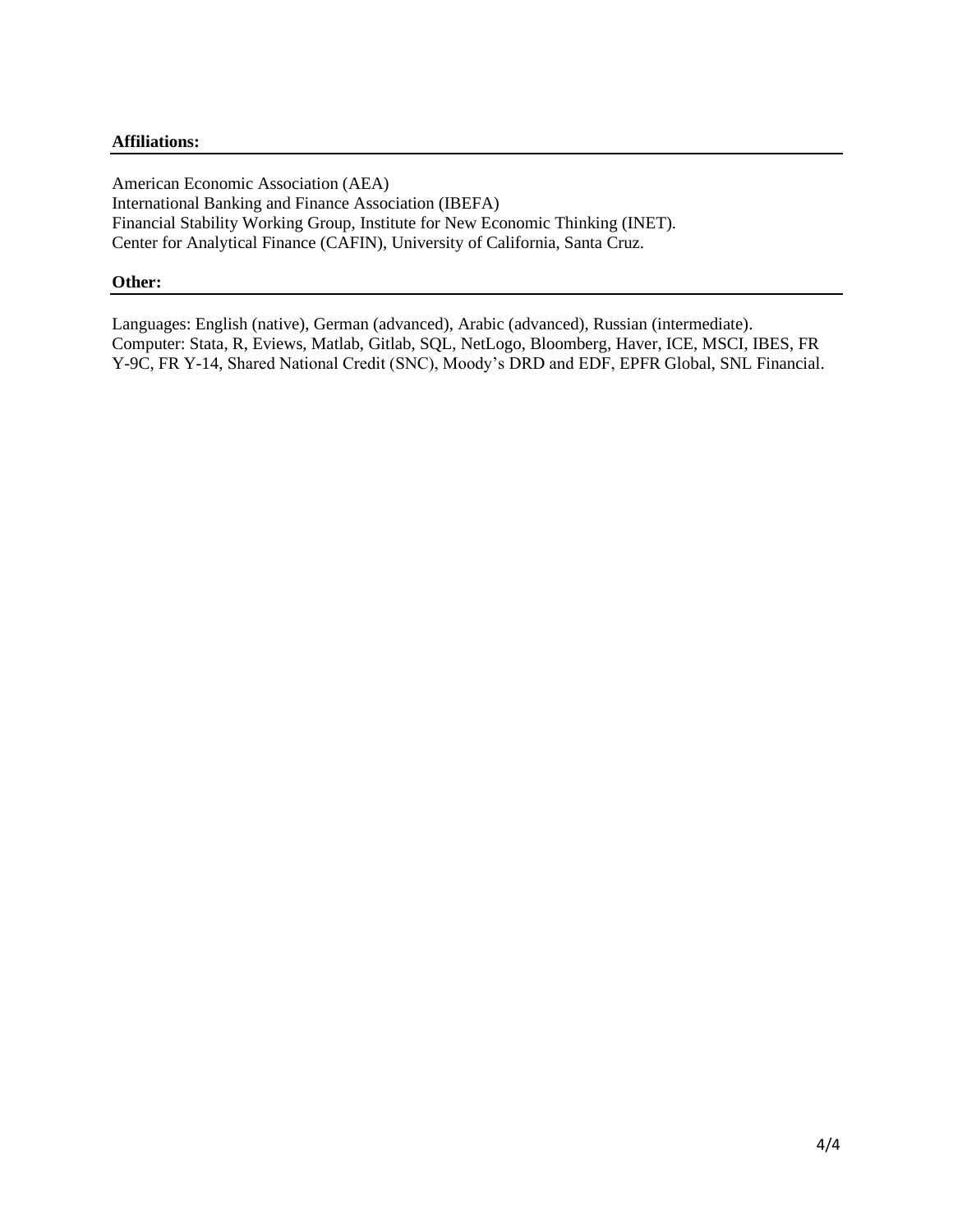**Affiliations:**

American Economic Association (AEA)
International Banking and Finance Association (IBEFA)
Financial Stability Working Group, Institute for New Economic Thinking (INET).
Center for Analytical Finance (CAFIN), University of California, Santa Cruz.

**Other:**

Languages: English (native), German (advanced), Arabic (advanced), Russian (intermediate).
Computer: Stata, R, Eviews, Matlab, Gitlab, SQL, NetLogo, Bloomberg, Haver, ICE, MSCI, IBES, FR Y-9C, FR Y-14, Shared National Credit (SNC), Moody's DRD and EDF, EPFR Global, SNL Financial.